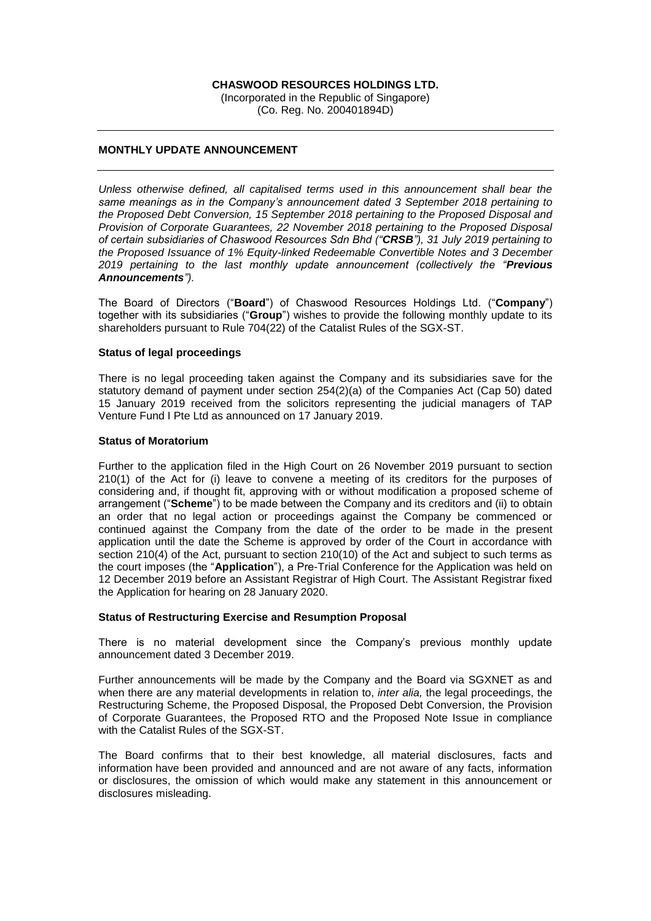**CHASWOOD RESOURCES HOLDINGS LTD.**
(Incorporated in the Republic of Singapore)
(Co. Reg. No. 200401894D)

---

**MONTHLY UPDATE ANNOUNCEMENT**

---

*Unless otherwise defined, all capitalised terms used in this announcement shall bear the same meanings as in the Company's announcement dated 3 September 2018 pertaining to the Proposed Debt Conversion, 15 September 2018 pertaining to the Proposed Disposal and Provision of Corporate Guarantees, 22 November 2018 pertaining to the Proposed Disposal of certain subsidiaries of Chaswood Resources Sdn Bhd ("**CRSB**"), 31 July 2019 pertaining to the Proposed Issuance of 1% Equity-linked Redeemable Convertible Notes and 3 December 2019 pertaining to the last monthly update announcement (collectively the "**Previous Announcements**").*

The Board of Directors ("**Board**") of Chaswood Resources Holdings Ltd. ("**Company**") together with its subsidiaries ("**Group**") wishes to provide the following monthly update to its shareholders pursuant to Rule 704(22) of the Catalist Rules of the SGX-ST.

**Status of legal proceedings**

There is no legal proceeding taken against the Company and its subsidiaries save for the statutory demand of payment under section 254(2)(a) of the Companies Act (Cap 50) dated 15 January 2019 received from the solicitors representing the judicial managers of TAP Venture Fund I Pte Ltd as announced on 17 January 2019.

**Status of Moratorium**

Further to the application filed in the High Court on 26 November 2019 pursuant to section 210(1) of the Act for (i) leave to convene a meeting of its creditors for the purposes of considering and, if thought fit, approving with or without modification a proposed scheme of arrangement ("**Scheme**") to be made between the Company and its creditors and (ii) to obtain an order that no legal action or proceedings against the Company be commenced or continued against the Company from the date of the order to be made in the present application until the date the Scheme is approved by order of the Court in accordance with section 210(4) of the Act, pursuant to section 210(10) of the Act and subject to such terms as the court imposes (the "**Application**"), a Pre-Trial Conference for the Application was held on 12 December 2019 before an Assistant Registrar of High Court. The Assistant Registrar fixed the Application for hearing on 28 January 2020.

**Status of Restructuring Exercise and Resumption Proposal**

There is no material development since the Company's previous monthly update announcement dated 3 December 2019.

Further announcements will be made by the Company and the Board via SGXNET as and when there are any material developments in relation to, *inter alia,* the legal proceedings, the Restructuring Scheme, the Proposed Disposal, the Proposed Debt Conversion, the Provision of Corporate Guarantees, the Proposed RTO and the Proposed Note Issue in compliance with the Catalist Rules of the SGX-ST.

The Board confirms that to their best knowledge, all material disclosures, facts and information have been provided and announced and are not aware of any facts, information or disclosures, the omission of which would make any statement in this announcement or disclosures misleading.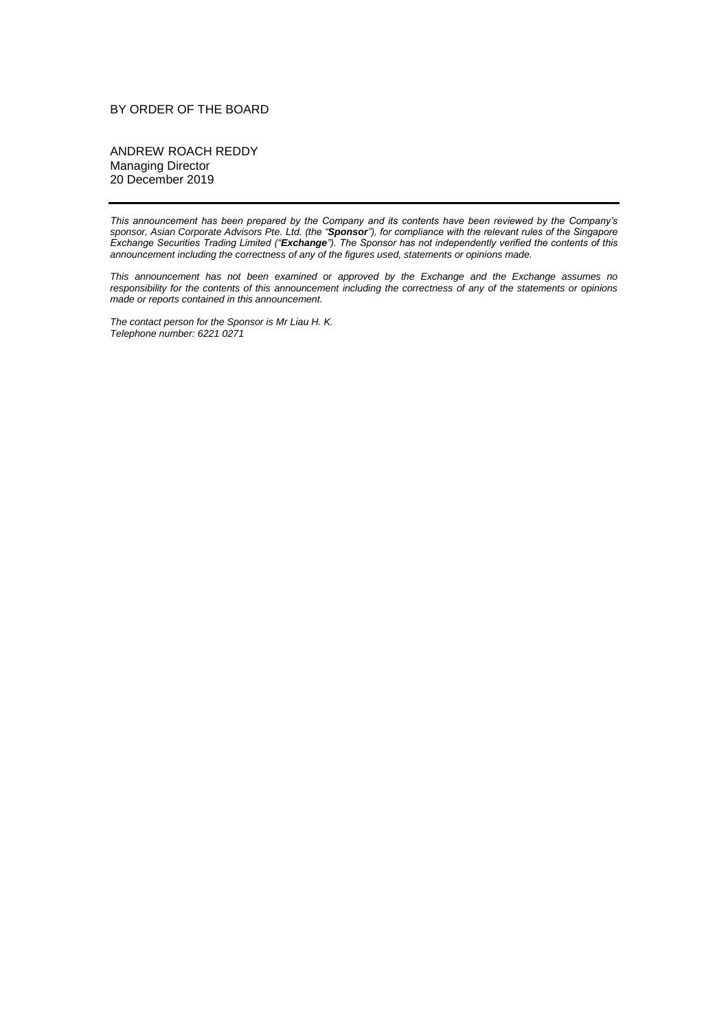BY ORDER OF THE BOARD

ANDREW ROACH REDDY
Managing Director
20 December 2019

---

*This announcement has been prepared by the Company and its contents have been reviewed by the Company's sponsor, Asian Corporate Advisors Pte. Ltd. (the "**Sponsor**"), for compliance with the relevant rules of the Singapore Exchange Securities Trading Limited ("**Exchange**"). The Sponsor has not independently verified the contents of this announcement including the correctness of any of the figures used, statements or opinions made.*

*This announcement has not been examined or approved by the Exchange and the Exchange assumes no responsibility for the contents of this announcement including the correctness of any of the statements or opinions made or reports contained in this announcement.*

*The contact person for the Sponsor is Mr Liau H. K.*
*Telephone number: 6221 0271*